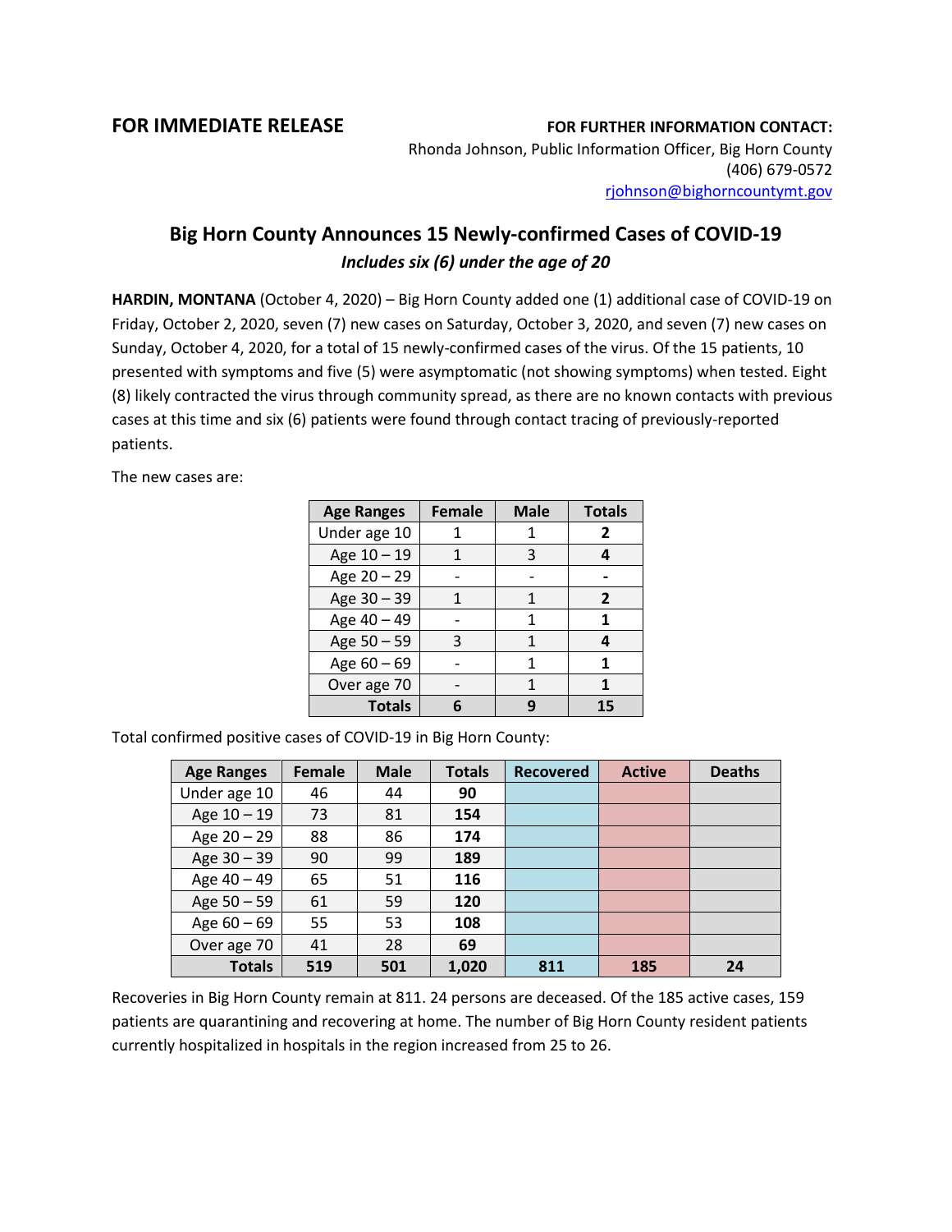**FOR IMMEDIATE RELEASE**

**FOR FURTHER INFORMATION CONTACT:**
Rhonda Johnson, Public Information Officer, Big Horn County
(406) 679-0572
rjohnson@bighorncountymt.gov

## Big Horn County Announces 15 Newly-confirmed Cases of COVID-19

### *Includes six (6) under the age of 20*

**HARDIN, MONTANA** (October 4, 2020) – Big Horn County added one (1) additional case of COVID-19 on Friday, October 2, 2020, seven (7) new cases on Saturday, October 3, 2020, and seven (7) new cases on Sunday, October 4, 2020, for a total of 15 newly-confirmed cases of the virus. Of the 15 patients, 10 presented with symptoms and five (5) were asymptomatic (not showing symptoms) when tested. Eight (8) likely contracted the virus through community spread, as there are no known contacts with previous cases at this time and six (6) patients were found through contact tracing of previously-reported patients.

The new cases are:

| Age Ranges | Female | Male | Totals |
|---|---|---|---|
| Under age 10 | 1 | 1 | **2** |
| Age 10 – 19 | 1 | 3 | **4** |
| Age 20 – 29 | - | - | **-** |
| Age 30 – 39 | 1 | 1 | **2** |
| Age 40 – 49 | - | 1 | **1** |
| Age 50 – 59 | 3 | 1 | **4** |
| Age 60 – 69 | - | 1 | **1** |
| Over age 70 | - | 1 | **1** |
| **Totals** | **6** | **9** | **15** |

Total confirmed positive cases of COVID-19 in Big Horn County:

| Age Ranges | Female | Male | Totals | Recovered | Active | Deaths |
|---|---|---|---|---|---|---|
| Under age 10 | 46 | 44 | **90** | | | |
| Age 10 – 19 | 73 | 81 | **154** | | | |
| Age 20 – 29 | 88 | 86 | **174** | | | |
| Age 30 – 39 | 90 | 99 | **189** | | | |
| Age 40 – 49 | 65 | 51 | **116** | | | |
| Age 50 – 59 | 61 | 59 | **120** | | | |
| Age 60 – 69 | 55 | 53 | **108** | | | |
| Over age 70 | 41 | 28 | **69** | | | |
| **Totals** | **519** | **501** | **1,020** | **811** | **185** | **24** |

Recoveries in Big Horn County remain at 811. 24 persons are deceased. Of the 185 active cases, 159 patients are quarantining and recovering at home. The number of Big Horn County resident patients currently hospitalized in hospitals in the region increased from 25 to 26.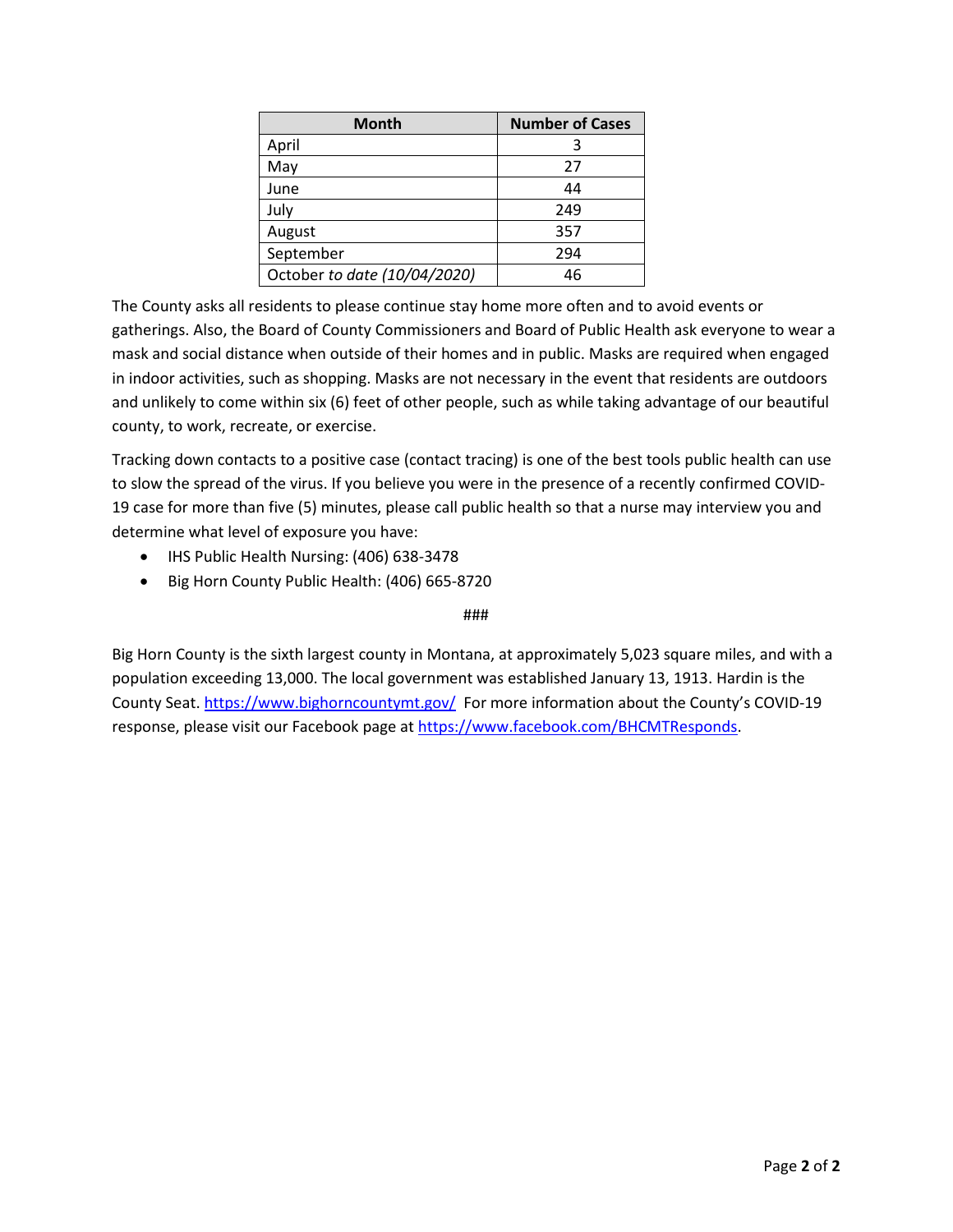| Month | Number of Cases |
|---|---|
| April | 3 |
| May | 27 |
| June | 44 |
| July | 249 |
| August | 357 |
| September | 294 |
| October *to date (10/04/2020)* | 46 |

The County asks all residents to please continue stay home more often and to avoid events or gatherings. Also, the Board of County Commissioners and Board of Public Health ask everyone to wear a mask and social distance when outside of their homes and in public. Masks are required when engaged in indoor activities, such as shopping. Masks are not necessary in the event that residents are outdoors and unlikely to come within six (6) feet of other people, such as while taking advantage of our beautiful county, to work, recreate, or exercise.

Tracking down contacts to a positive case (contact tracing) is one of the best tools public health can use to slow the spread of the virus. If you believe you were in the presence of a recently confirmed COVID-19 case for more than five (5) minutes, please call public health so that a nurse may interview you and determine what level of exposure you have:

- IHS Public Health Nursing: (406) 638-3478
- Big Horn County Public Health: (406) 665-8720

###

Big Horn County is the sixth largest county in Montana, at approximately 5,023 square miles, and with a population exceeding 13,000. The local government was established January 13, 1913. Hardin is the County Seat. https://www.bighorncountymt.gov/ For more information about the County's COVID-19 response, please visit our Facebook page at https://www.facebook.com/BHCMTResponds.